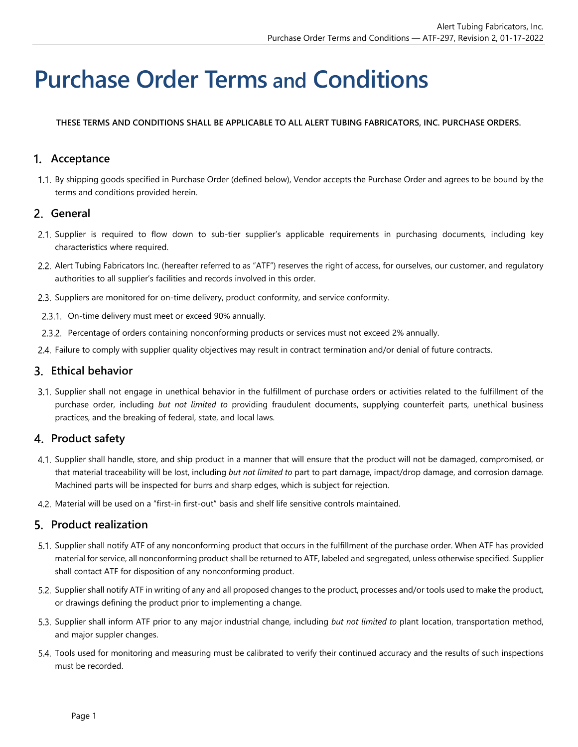# Purchase Order Terms and Conditions

**THESE TERMS AND CONDITIONS SHALL BE APPLICABLE TO ALL ALERT TUBING FABRICATORS, INC. PURCHASE ORDERS.**

## 1. Acceptance

1.1. By shipping goods specified in Purchase Order (defined below), Vendor accepts the Purchase Order and agrees to be bound by the terms and conditions provided herein.

## 2. General

2.1. Supplier is required to flow down to sub-tier supplier's applicable requirements in purchasing documents, including key characteristics where required.

2.2. Alert Tubing Fabricators Inc. (hereafter referred to as "ATF") reserves the right of access, for ourselves, our customer, and regulatory authorities to all supplier's facilities and records involved in this order.

2.3. Suppliers are monitored for on-time delivery, product conformity, and service conformity.

2.3.1. On-time delivery must meet or exceed 90% annually.

2.3.2. Percentage of orders containing nonconforming products or services must not exceed 2% annually.

2.4. Failure to comply with supplier quality objectives may result in contract termination and/or denial of future contracts.

## 3. Ethical behavior

3.1. Supplier shall not engage in unethical behavior in the fulfillment of purchase orders or activities related to the fulfillment of the purchase order, including *but not limited to* providing fraudulent documents, supplying counterfeit parts, unethical business practices, and the breaking of federal, state, and local laws.

## 4. Product safety

4.1. Supplier shall handle, store, and ship product in a manner that will ensure that the product will not be damaged, compromised, or that material traceability will be lost, including *but not limited to* part to part damage, impact/drop damage, and corrosion damage. Machined parts will be inspected for burrs and sharp edges, which is subject for rejection.

4.2. Material will be used on a "first-in first-out" basis and shelf life sensitive controls maintained.

## 5. Product realization

5.1. Supplier shall notify ATF of any nonconforming product that occurs in the fulfillment of the purchase order. When ATF has provided material for service, all nonconforming product shall be returned to ATF, labeled and segregated, unless otherwise specified. Supplier shall contact ATF for disposition of any nonconforming product.

5.2. Supplier shall notify ATF in writing of any and all proposed changes to the product, processes and/or tools used to make the product, or drawings defining the product prior to implementing a change.

5.3. Supplier shall inform ATF prior to any major industrial change, including *but not limited to* plant location, transportation method, and major suppler changes.

5.4. Tools used for monitoring and measuring must be calibrated to verify their continued accuracy and the results of such inspections must be recorded.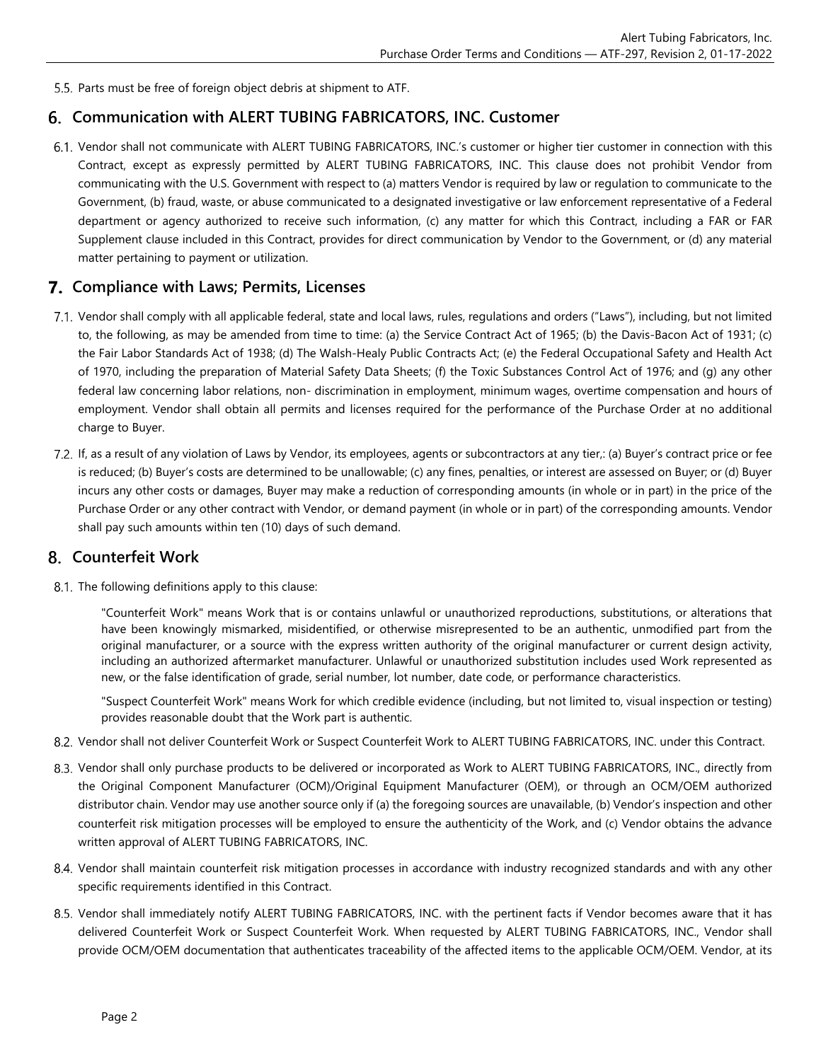5.5. Parts must be free of foreign object debris at shipment to ATF.

## 6. Communication with ALERT TUBING FABRICATORS, INC. Customer

6.1. Vendor shall not communicate with ALERT TUBING FABRICATORS, INC.'s customer or higher tier customer in connection with this Contract, except as expressly permitted by ALERT TUBING FABRICATORS, INC. This clause does not prohibit Vendor from communicating with the U.S. Government with respect to (a) matters Vendor is required by law or regulation to communicate to the Government, (b) fraud, waste, or abuse communicated to a designated investigative or law enforcement representative of a Federal department or agency authorized to receive such information, (c) any matter for which this Contract, including a FAR or FAR Supplement clause included in this Contract, provides for direct communication by Vendor to the Government, or (d) any material matter pertaining to payment or utilization.

## 7. Compliance with Laws; Permits, Licenses

7.1. Vendor shall comply with all applicable federal, state and local laws, rules, regulations and orders ("Laws"), including, but not limited to, the following, as may be amended from time to time: (a) the Service Contract Act of 1965; (b) the Davis-Bacon Act of 1931; (c) the Fair Labor Standards Act of 1938; (d) The Walsh-Healy Public Contracts Act; (e) the Federal Occupational Safety and Health Act of 1970, including the preparation of Material Safety Data Sheets; (f) the Toxic Substances Control Act of 1976; and (g) any other federal law concerning labor relations, non- discrimination in employment, minimum wages, overtime compensation and hours of employment. Vendor shall obtain all permits and licenses required for the performance of the Purchase Order at no additional charge to Buyer.

7.2. If, as a result of any violation of Laws by Vendor, its employees, agents or subcontractors at any tier,: (a) Buyer's contract price or fee is reduced; (b) Buyer's costs are determined to be unallowable; (c) any fines, penalties, or interest are assessed on Buyer; or (d) Buyer incurs any other costs or damages, Buyer may make a reduction of corresponding amounts (in whole or in part) in the price of the Purchase Order or any other contract with Vendor, or demand payment (in whole or in part) of the corresponding amounts. Vendor shall pay such amounts within ten (10) days of such demand.

## 8. Counterfeit Work

8.1. The following definitions apply to this clause:

> "Counterfeit Work" means Work that is or contains unlawful or unauthorized reproductions, substitutions, or alterations that have been knowingly mismarked, misidentified, or otherwise misrepresented to be an authentic, unmodified part from the original manufacturer, or a source with the express written authority of the original manufacturer or current design activity, including an authorized aftermarket manufacturer. Unlawful or unauthorized substitution includes used Work represented as new, or the false identification of grade, serial number, lot number, date code, or performance characteristics.
>
> "Suspect Counterfeit Work" means Work for which credible evidence (including, but not limited to, visual inspection or testing) provides reasonable doubt that the Work part is authentic.

8.2. Vendor shall not deliver Counterfeit Work or Suspect Counterfeit Work to ALERT TUBING FABRICATORS, INC. under this Contract.

8.3. Vendor shall only purchase products to be delivered or incorporated as Work to ALERT TUBING FABRICATORS, INC., directly from the Original Component Manufacturer (OCM)/Original Equipment Manufacturer (OEM), or through an OCM/OEM authorized distributor chain. Vendor may use another source only if (a) the foregoing sources are unavailable, (b) Vendor's inspection and other counterfeit risk mitigation processes will be employed to ensure the authenticity of the Work, and (c) Vendor obtains the advance written approval of ALERT TUBING FABRICATORS, INC.

8.4. Vendor shall maintain counterfeit risk mitigation processes in accordance with industry recognized standards and with any other specific requirements identified in this Contract.

8.5. Vendor shall immediately notify ALERT TUBING FABRICATORS, INC. with the pertinent facts if Vendor becomes aware that it has delivered Counterfeit Work or Suspect Counterfeit Work. When requested by ALERT TUBING FABRICATORS, INC., Vendor shall provide OCM/OEM documentation that authenticates traceability of the affected items to the applicable OCM/OEM. Vendor, at its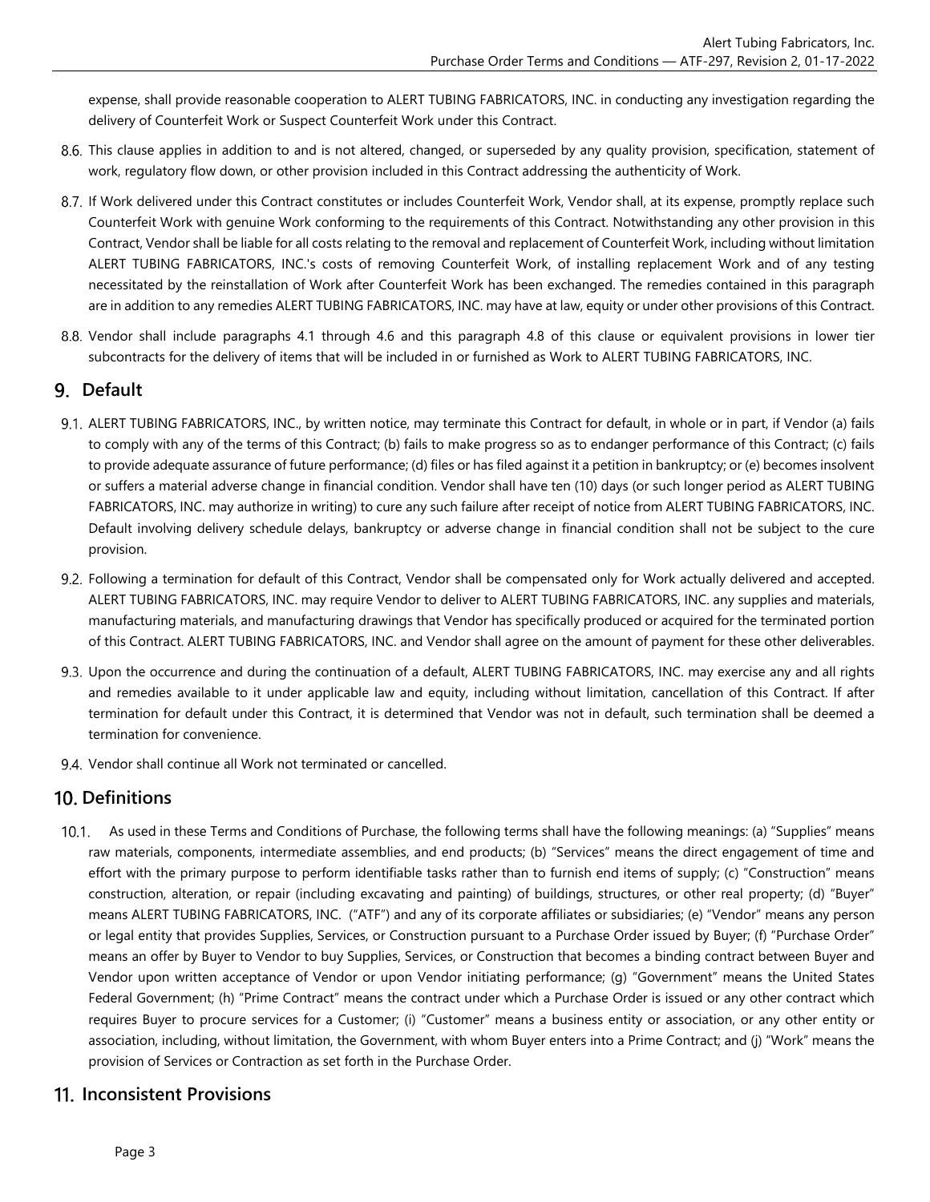expense, shall provide reasonable cooperation to ALERT TUBING FABRICATORS, INC. in conducting any investigation regarding the delivery of Counterfeit Work or Suspect Counterfeit Work under this Contract.

8.6. This clause applies in addition to and is not altered, changed, or superseded by any quality provision, specification, statement of work, regulatory flow down, or other provision included in this Contract addressing the authenticity of Work.

8.7. If Work delivered under this Contract constitutes or includes Counterfeit Work, Vendor shall, at its expense, promptly replace such Counterfeit Work with genuine Work conforming to the requirements of this Contract. Notwithstanding any other provision in this Contract, Vendor shall be liable for all costs relating to the removal and replacement of Counterfeit Work, including without limitation ALERT TUBING FABRICATORS, INC.'s costs of removing Counterfeit Work, of installing replacement Work and of any testing necessitated by the reinstallation of Work after Counterfeit Work has been exchanged. The remedies contained in this paragraph are in addition to any remedies ALERT TUBING FABRICATORS, INC. may have at law, equity or under other provisions of this Contract.

8.8. Vendor shall include paragraphs 4.1 through 4.6 and this paragraph 4.8 of this clause or equivalent provisions in lower tier subcontracts for the delivery of items that will be included in or furnished as Work to ALERT TUBING FABRICATORS, INC.

## 9. Default

9.1. ALERT TUBING FABRICATORS, INC., by written notice, may terminate this Contract for default, in whole or in part, if Vendor (a) fails to comply with any of the terms of this Contract; (b) fails to make progress so as to endanger performance of this Contract; (c) fails to provide adequate assurance of future performance; (d) files or has filed against it a petition in bankruptcy; or (e) becomes insolvent or suffers a material adverse change in financial condition. Vendor shall have ten (10) days (or such longer period as ALERT TUBING FABRICATORS, INC. may authorize in writing) to cure any such failure after receipt of notice from ALERT TUBING FABRICATORS, INC. Default involving delivery schedule delays, bankruptcy or adverse change in financial condition shall not be subject to the cure provision.

9.2. Following a termination for default of this Contract, Vendor shall be compensated only for Work actually delivered and accepted. ALERT TUBING FABRICATORS, INC. may require Vendor to deliver to ALERT TUBING FABRICATORS, INC. any supplies and materials, manufacturing materials, and manufacturing drawings that Vendor has specifically produced or acquired for the terminated portion of this Contract. ALERT TUBING FABRICATORS, INC. and Vendor shall agree on the amount of payment for these other deliverables.

9.3. Upon the occurrence and during the continuation of a default, ALERT TUBING FABRICATORS, INC. may exercise any and all rights and remedies available to it under applicable law and equity, including without limitation, cancellation of this Contract. If after termination for default under this Contract, it is determined that Vendor was not in default, such termination shall be deemed a termination for convenience.

9.4. Vendor shall continue all Work not terminated or cancelled.

## 10. Definitions

10.1. As used in these Terms and Conditions of Purchase, the following terms shall have the following meanings: (a) "Supplies" means raw materials, components, intermediate assemblies, and end products; (b) "Services" means the direct engagement of time and effort with the primary purpose to perform identifiable tasks rather than to furnish end items of supply; (c) "Construction" means construction, alteration, or repair (including excavating and painting) of buildings, structures, or other real property; (d) "Buyer" means ALERT TUBING FABRICATORS, INC. ("ATF") and any of its corporate affiliates or subsidiaries; (e) "Vendor" means any person or legal entity that provides Supplies, Services, or Construction pursuant to a Purchase Order issued by Buyer; (f) "Purchase Order" means an offer by Buyer to Vendor to buy Supplies, Services, or Construction that becomes a binding contract between Buyer and Vendor upon written acceptance of Vendor or upon Vendor initiating performance; (g) "Government" means the United States Federal Government; (h) "Prime Contract" means the contract under which a Purchase Order is issued or any other contract which requires Buyer to procure services for a Customer; (i) "Customer" means a business entity or association, or any other entity or association, including, without limitation, the Government, with whom Buyer enters into a Prime Contract; and (j) "Work" means the provision of Services or Contraction as set forth in the Purchase Order.

## 11. Inconsistent Provisions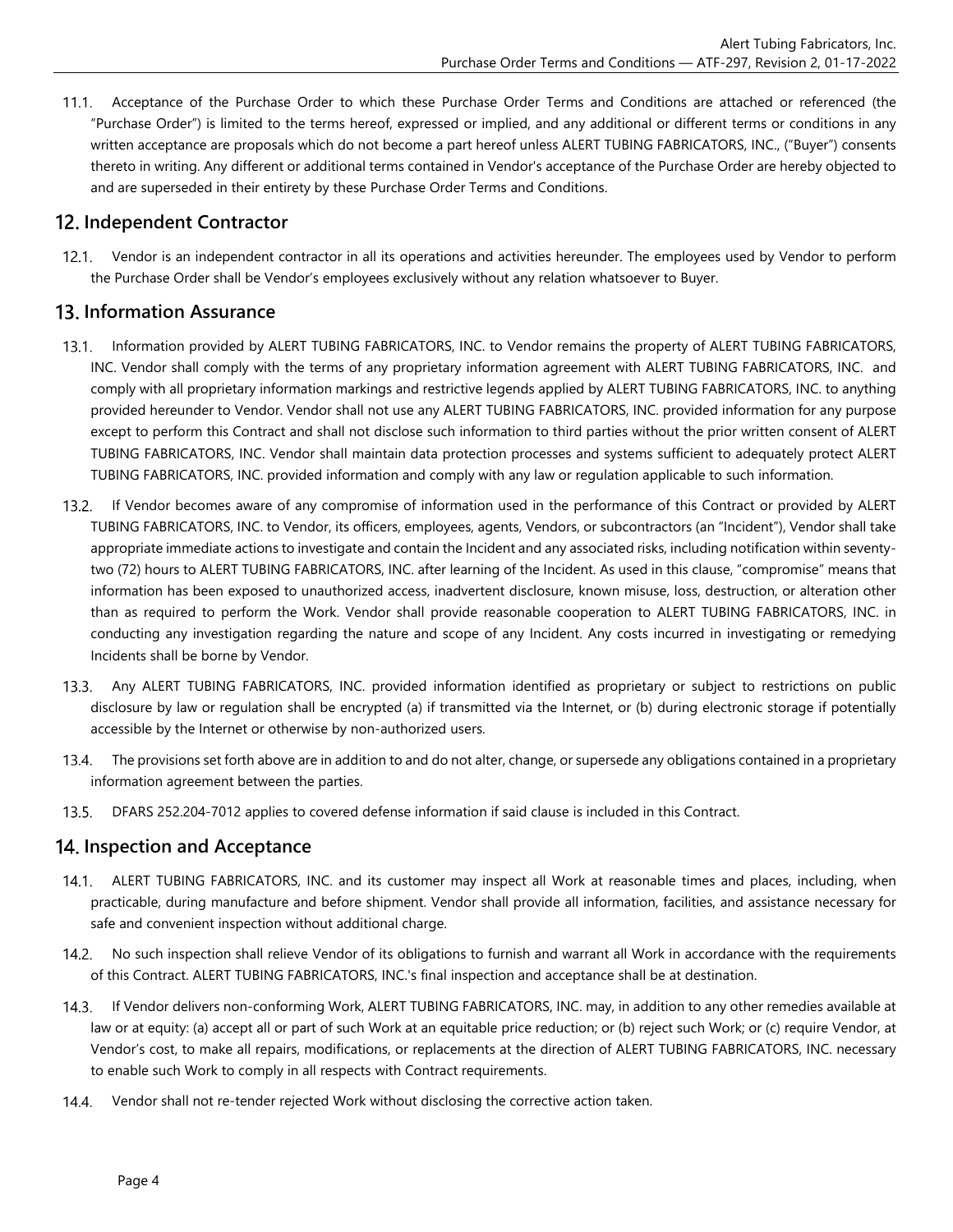11.1. Acceptance of the Purchase Order to which these Purchase Order Terms and Conditions are attached or referenced (the "Purchase Order") is limited to the terms hereof, expressed or implied, and any additional or different terms or conditions in any written acceptance are proposals which do not become a part hereof unless ALERT TUBING FABRICATORS, INC., ("Buyer") consents thereto in writing. Any different or additional terms contained in Vendor's acceptance of the Purchase Order are hereby objected to and are superseded in their entirety by these Purchase Order Terms and Conditions.

## 12. Independent Contractor

12.1. Vendor is an independent contractor in all its operations and activities hereunder. The employees used by Vendor to perform the Purchase Order shall be Vendor's employees exclusively without any relation whatsoever to Buyer.

## 13. Information Assurance

13.1. Information provided by ALERT TUBING FABRICATORS, INC. to Vendor remains the property of ALERT TUBING FABRICATORS, INC. Vendor shall comply with the terms of any proprietary information agreement with ALERT TUBING FABRICATORS, INC. and comply with all proprietary information markings and restrictive legends applied by ALERT TUBING FABRICATORS, INC. to anything provided hereunder to Vendor. Vendor shall not use any ALERT TUBING FABRICATORS, INC. provided information for any purpose except to perform this Contract and shall not disclose such information to third parties without the prior written consent of ALERT TUBING FABRICATORS, INC. Vendor shall maintain data protection processes and systems sufficient to adequately protect ALERT TUBING FABRICATORS, INC. provided information and comply with any law or regulation applicable to such information.

13.2. If Vendor becomes aware of any compromise of information used in the performance of this Contract or provided by ALERT TUBING FABRICATORS, INC. to Vendor, its officers, employees, agents, Vendors, or subcontractors (an "Incident"), Vendor shall take appropriate immediate actions to investigate and contain the Incident and any associated risks, including notification within seventy-two (72) hours to ALERT TUBING FABRICATORS, INC. after learning of the Incident. As used in this clause, "compromise" means that information has been exposed to unauthorized access, inadvertent disclosure, known misuse, loss, destruction, or alteration other than as required to perform the Work. Vendor shall provide reasonable cooperation to ALERT TUBING FABRICATORS, INC. in conducting any investigation regarding the nature and scope of any Incident. Any costs incurred in investigating or remedying Incidents shall be borne by Vendor.

13.3. Any ALERT TUBING FABRICATORS, INC. provided information identified as proprietary or subject to restrictions on public disclosure by law or regulation shall be encrypted (a) if transmitted via the Internet, or (b) during electronic storage if potentially accessible by the Internet or otherwise by non-authorized users.

13.4. The provisions set forth above are in addition to and do not alter, change, or supersede any obligations contained in a proprietary information agreement between the parties.

13.5. DFARS 252.204-7012 applies to covered defense information if said clause is included in this Contract.

## 14. Inspection and Acceptance

14.1. ALERT TUBING FABRICATORS, INC. and its customer may inspect all Work at reasonable times and places, including, when practicable, during manufacture and before shipment. Vendor shall provide all information, facilities, and assistance necessary for safe and convenient inspection without additional charge.

14.2. No such inspection shall relieve Vendor of its obligations to furnish and warrant all Work in accordance with the requirements of this Contract. ALERT TUBING FABRICATORS, INC.'s final inspection and acceptance shall be at destination.

14.3. If Vendor delivers non-conforming Work, ALERT TUBING FABRICATORS, INC. may, in addition to any other remedies available at law or at equity: (a) accept all or part of such Work at an equitable price reduction; or (b) reject such Work; or (c) require Vendor, at Vendor's cost, to make all repairs, modifications, or replacements at the direction of ALERT TUBING FABRICATORS, INC. necessary to enable such Work to comply in all respects with Contract requirements.

14.4. Vendor shall not re-tender rejected Work without disclosing the corrective action taken.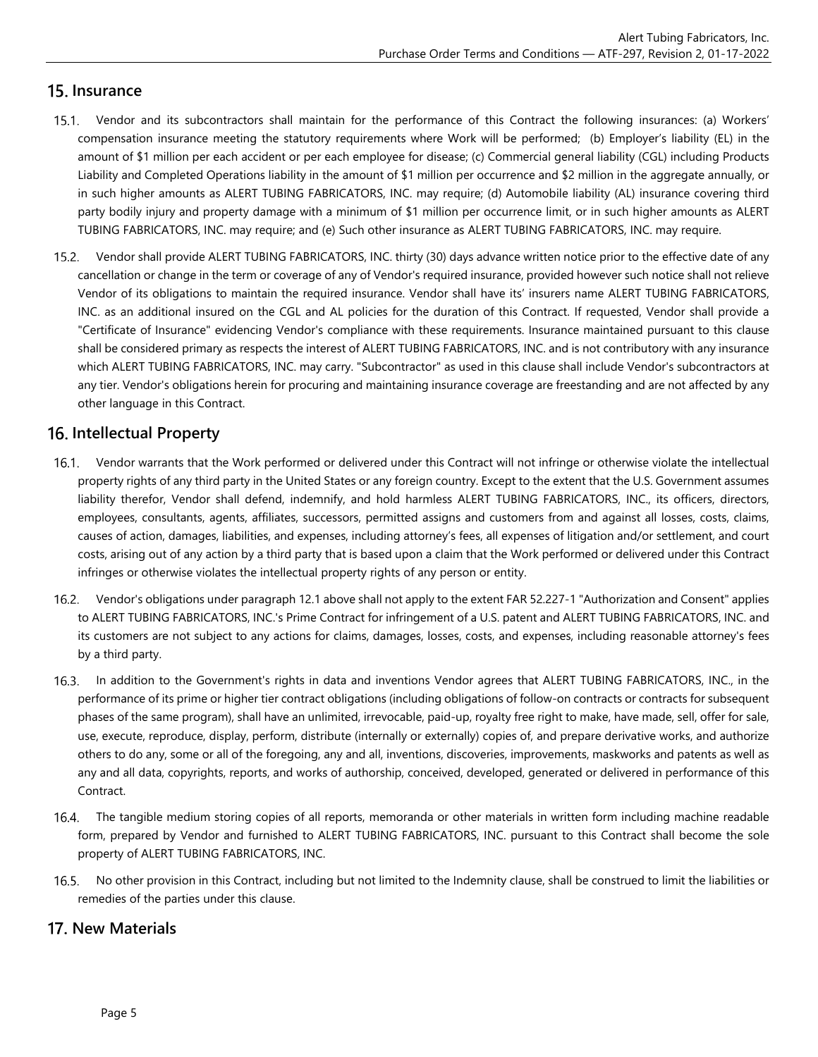## 15. Insurance

15.1. Vendor and its subcontractors shall maintain for the performance of this Contract the following insurances: (a) Workers' compensation insurance meeting the statutory requirements where Work will be performed; (b) Employer's liability (EL) in the amount of $1 million per each accident or per each employee for disease; (c) Commercial general liability (CGL) including Products Liability and Completed Operations liability in the amount of $1 million per occurrence and $2 million in the aggregate annually, or in such higher amounts as ALERT TUBING FABRICATORS, INC. may require; (d) Automobile liability (AL) insurance covering third party bodily injury and property damage with a minimum of $1 million per occurrence limit, or in such higher amounts as ALERT TUBING FABRICATORS, INC. may require; and (e) Such other insurance as ALERT TUBING FABRICATORS, INC. may require.

15.2. Vendor shall provide ALERT TUBING FABRICATORS, INC. thirty (30) days advance written notice prior to the effective date of any cancellation or change in the term or coverage of any of Vendor's required insurance, provided however such notice shall not relieve Vendor of its obligations to maintain the required insurance. Vendor shall have its' insurers name ALERT TUBING FABRICATORS, INC. as an additional insured on the CGL and AL policies for the duration of this Contract. If requested, Vendor shall provide a "Certificate of Insurance" evidencing Vendor's compliance with these requirements. Insurance maintained pursuant to this clause shall be considered primary as respects the interest of ALERT TUBING FABRICATORS, INC. and is not contributory with any insurance which ALERT TUBING FABRICATORS, INC. may carry. "Subcontractor" as used in this clause shall include Vendor's subcontractors at any tier. Vendor's obligations herein for procuring and maintaining insurance coverage are freestanding and are not affected by any other language in this Contract.

## 16. Intellectual Property

16.1. Vendor warrants that the Work performed or delivered under this Contract will not infringe or otherwise violate the intellectual property rights of any third party in the United States or any foreign country. Except to the extent that the U.S. Government assumes liability therefor, Vendor shall defend, indemnify, and hold harmless ALERT TUBING FABRICATORS, INC., its officers, directors, employees, consultants, agents, affiliates, successors, permitted assigns and customers from and against all losses, costs, claims, causes of action, damages, liabilities, and expenses, including attorney's fees, all expenses of litigation and/or settlement, and court costs, arising out of any action by a third party that is based upon a claim that the Work performed or delivered under this Contract infringes or otherwise violates the intellectual property rights of any person or entity.

16.2. Vendor's obligations under paragraph 12.1 above shall not apply to the extent FAR 52.227-1 "Authorization and Consent" applies to ALERT TUBING FABRICATORS, INC.'s Prime Contract for infringement of a U.S. patent and ALERT TUBING FABRICATORS, INC. and its customers are not subject to any actions for claims, damages, losses, costs, and expenses, including reasonable attorney's fees by a third party.

16.3. In addition to the Government's rights in data and inventions Vendor agrees that ALERT TUBING FABRICATORS, INC., in the performance of its prime or higher tier contract obligations (including obligations of follow-on contracts or contracts for subsequent phases of the same program), shall have an unlimited, irrevocable, paid-up, royalty free right to make, have made, sell, offer for sale, use, execute, reproduce, display, perform, distribute (internally or externally) copies of, and prepare derivative works, and authorize others to do any, some or all of the foregoing, any and all, inventions, discoveries, improvements, maskworks and patents as well as any and all data, copyrights, reports, and works of authorship, conceived, developed, generated or delivered in performance of this Contract.

16.4. The tangible medium storing copies of all reports, memoranda or other materials in written form including machine readable form, prepared by Vendor and furnished to ALERT TUBING FABRICATORS, INC. pursuant to this Contract shall become the sole property of ALERT TUBING FABRICATORS, INC.

16.5. No other provision in this Contract, including but not limited to the Indemnity clause, shall be construed to limit the liabilities or remedies of the parties under this clause.

## 17. New Materials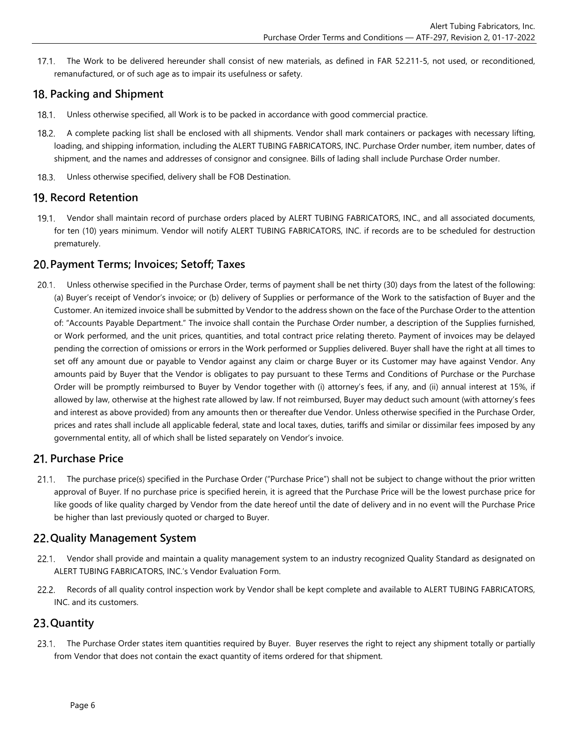17.1. The Work to be delivered hereunder shall consist of new materials, as defined in FAR 52.211-5, not used, or reconditioned, remanufactured, or of such age as to impair its usefulness or safety.

## 18. Packing and Shipment

18.1. Unless otherwise specified, all Work is to be packed in accordance with good commercial practice.

18.2. A complete packing list shall be enclosed with all shipments. Vendor shall mark containers or packages with necessary lifting, loading, and shipping information, including the ALERT TUBING FABRICATORS, INC. Purchase Order number, item number, dates of shipment, and the names and addresses of consignor and consignee. Bills of lading shall include Purchase Order number.

18.3. Unless otherwise specified, delivery shall be FOB Destination.

## 19. Record Retention

19.1. Vendor shall maintain record of purchase orders placed by ALERT TUBING FABRICATORS, INC., and all associated documents, for ten (10) years minimum. Vendor will notify ALERT TUBING FABRICATORS, INC. if records are to be scheduled for destruction prematurely.

## 20. Payment Terms; Invoices; Setoff; Taxes

20.1. Unless otherwise specified in the Purchase Order, terms of payment shall be net thirty (30) days from the latest of the following: (a) Buyer's receipt of Vendor's invoice; or (b) delivery of Supplies or performance of the Work to the satisfaction of Buyer and the Customer. An itemized invoice shall be submitted by Vendor to the address shown on the face of the Purchase Order to the attention of: "Accounts Payable Department." The invoice shall contain the Purchase Order number, a description of the Supplies furnished, or Work performed, and the unit prices, quantities, and total contract price relating thereto. Payment of invoices may be delayed pending the correction of omissions or errors in the Work performed or Supplies delivered. Buyer shall have the right at all times to set off any amount due or payable to Vendor against any claim or charge Buyer or its Customer may have against Vendor. Any amounts paid by Buyer that the Vendor is obligates to pay pursuant to these Terms and Conditions of Purchase or the Purchase Order will be promptly reimbursed to Buyer by Vendor together with (i) attorney's fees, if any, and (ii) annual interest at 15%, if allowed by law, otherwise at the highest rate allowed by law. If not reimbursed, Buyer may deduct such amount (with attorney's fees and interest as above provided) from any amounts then or thereafter due Vendor. Unless otherwise specified in the Purchase Order, prices and rates shall include all applicable federal, state and local taxes, duties, tariffs and similar or dissimilar fees imposed by any governmental entity, all of which shall be listed separately on Vendor's invoice.

## 21. Purchase Price

21.1. The purchase price(s) specified in the Purchase Order ("Purchase Price") shall not be subject to change without the prior written approval of Buyer. If no purchase price is specified herein, it is agreed that the Purchase Price will be the lowest purchase price for like goods of like quality charged by Vendor from the date hereof until the date of delivery and in no event will the Purchase Price be higher than last previously quoted or charged to Buyer.

## 22. Quality Management System

22.1. Vendor shall provide and maintain a quality management system to an industry recognized Quality Standard as designated on ALERT TUBING FABRICATORS, INC.'s Vendor Evaluation Form.

22.2. Records of all quality control inspection work by Vendor shall be kept complete and available to ALERT TUBING FABRICATORS, INC. and its customers.

## 23. Quantity

23.1. The Purchase Order states item quantities required by Buyer. Buyer reserves the right to reject any shipment totally or partially from Vendor that does not contain the exact quantity of items ordered for that shipment.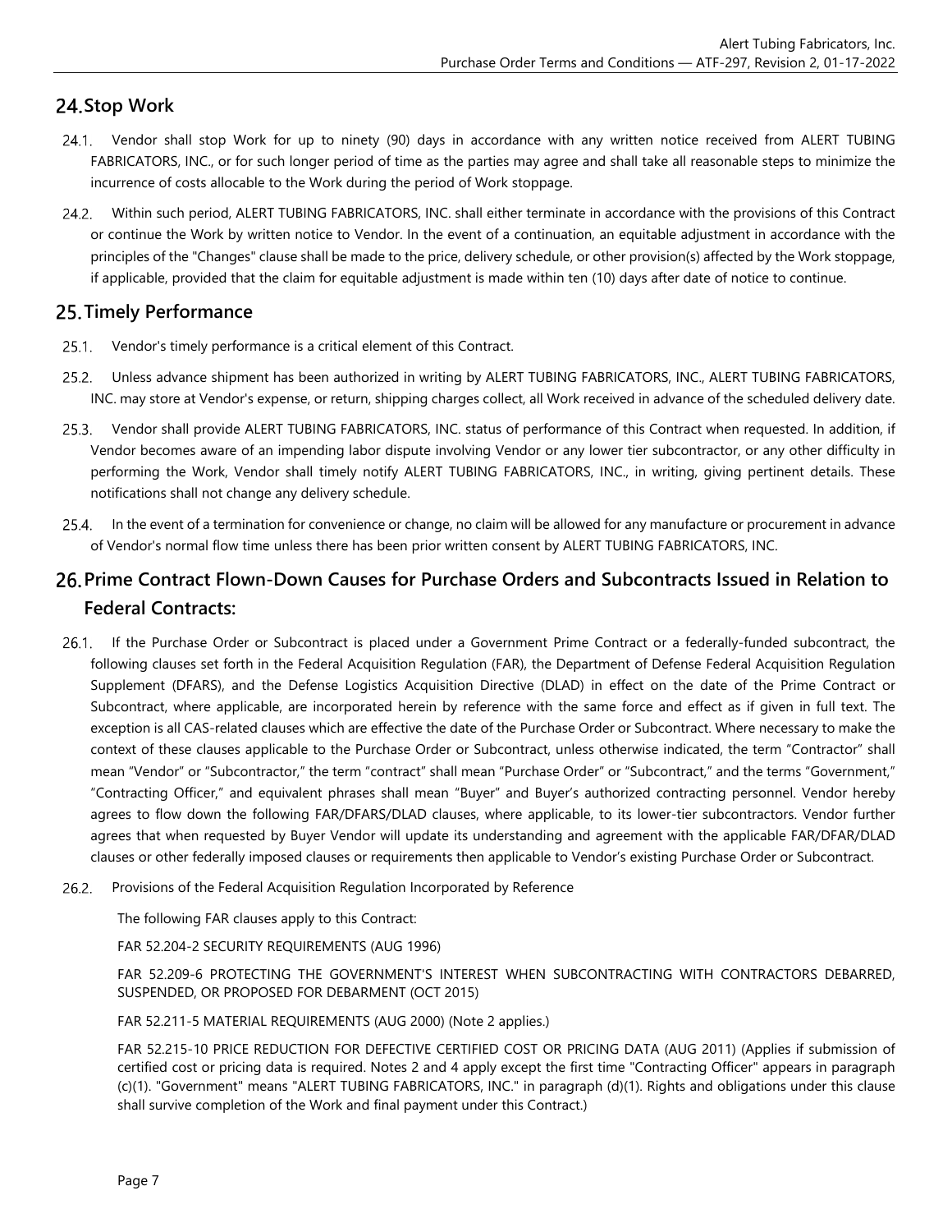## 24. Stop Work

24.1. Vendor shall stop Work for up to ninety (90) days in accordance with any written notice received from ALERT TUBING FABRICATORS, INC., or for such longer period of time as the parties may agree and shall take all reasonable steps to minimize the incurrence of costs allocable to the Work during the period of Work stoppage.

24.2. Within such period, ALERT TUBING FABRICATORS, INC. shall either terminate in accordance with the provisions of this Contract or continue the Work by written notice to Vendor. In the event of a continuation, an equitable adjustment in accordance with the principles of the "Changes" clause shall be made to the price, delivery schedule, or other provision(s) affected by the Work stoppage, if applicable, provided that the claim for equitable adjustment is made within ten (10) days after date of notice to continue.

## 25. Timely Performance

25.1. Vendor's timely performance is a critical element of this Contract.

25.2. Unless advance shipment has been authorized in writing by ALERT TUBING FABRICATORS, INC., ALERT TUBING FABRICATORS, INC. may store at Vendor's expense, or return, shipping charges collect, all Work received in advance of the scheduled delivery date.

25.3. Vendor shall provide ALERT TUBING FABRICATORS, INC. status of performance of this Contract when requested. In addition, if Vendor becomes aware of an impending labor dispute involving Vendor or any lower tier subcontractor, or any other difficulty in performing the Work, Vendor shall timely notify ALERT TUBING FABRICATORS, INC., in writing, giving pertinent details. These notifications shall not change any delivery schedule.

25.4. In the event of a termination for convenience or change, no claim will be allowed for any manufacture or procurement in advance of Vendor's normal flow time unless there has been prior written consent by ALERT TUBING FABRICATORS, INC.

## 26. Prime Contract Flown-Down Causes for Purchase Orders and Subcontracts Issued in Relation to Federal Contracts:

26.1. If the Purchase Order or Subcontract is placed under a Government Prime Contract or a federally-funded subcontract, the following clauses set forth in the Federal Acquisition Regulation (FAR), the Department of Defense Federal Acquisition Regulation Supplement (DFARS), and the Defense Logistics Acquisition Directive (DLAD) in effect on the date of the Prime Contract or Subcontract, where applicable, are incorporated herein by reference with the same force and effect as if given in full text. The exception is all CAS-related clauses which are effective the date of the Purchase Order or Subcontract. Where necessary to make the context of these clauses applicable to the Purchase Order or Subcontract, unless otherwise indicated, the term "Contractor" shall mean "Vendor" or "Subcontractor," the term "contract" shall mean "Purchase Order" or "Subcontract," and the terms "Government," "Contracting Officer," and equivalent phrases shall mean "Buyer" and Buyer's authorized contracting personnel. Vendor hereby agrees to flow down the following FAR/DFARS/DLAD clauses, where applicable, to its lower-tier subcontractors. Vendor further agrees that when requested by Buyer Vendor will update its understanding and agreement with the applicable FAR/DFAR/DLAD clauses or other federally imposed clauses or requirements then applicable to Vendor's existing Purchase Order or Subcontract.

26.2. Provisions of the Federal Acquisition Regulation Incorporated by Reference

The following FAR clauses apply to this Contract:

FAR 52.204-2 SECURITY REQUIREMENTS (AUG 1996)

FAR 52.209-6 PROTECTING THE GOVERNMENT'S INTEREST WHEN SUBCONTRACTING WITH CONTRACTORS DEBARRED, SUSPENDED, OR PROPOSED FOR DEBARMENT (OCT 2015)

FAR 52.211-5 MATERIAL REQUIREMENTS (AUG 2000) (Note 2 applies.)

FAR 52.215-10 PRICE REDUCTION FOR DEFECTIVE CERTIFIED COST OR PRICING DATA (AUG 2011) (Applies if submission of certified cost or pricing data is required. Notes 2 and 4 apply except the first time "Contracting Officer" appears in paragraph (c)(1). "Government" means "ALERT TUBING FABRICATORS, INC." in paragraph (d)(1). Rights and obligations under this clause shall survive completion of the Work and final payment under this Contract.)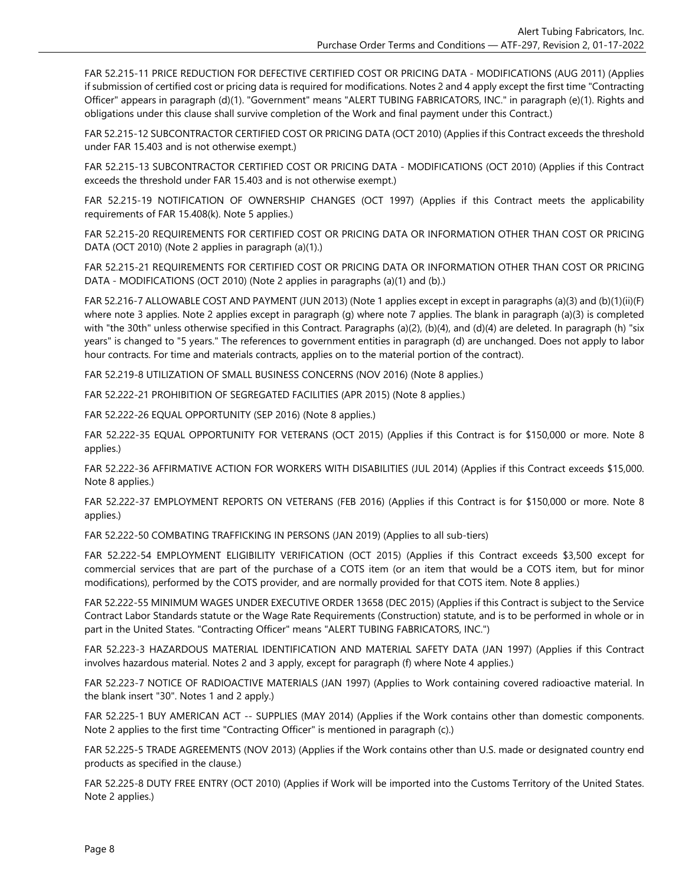FAR 52.215-11 PRICE REDUCTION FOR DEFECTIVE CERTIFIED COST OR PRICING DATA - MODIFICATIONS (AUG 2011) (Applies if submission of certified cost or pricing data is required for modifications. Notes 2 and 4 apply except the first time "Contracting Officer" appears in paragraph (d)(1). "Government" means "ALERT TUBING FABRICATORS, INC." in paragraph (e)(1). Rights and obligations under this clause shall survive completion of the Work and final payment under this Contract.)

FAR 52.215-12 SUBCONTRACTOR CERTIFIED COST OR PRICING DATA (OCT 2010) (Applies if this Contract exceeds the threshold under FAR 15.403 and is not otherwise exempt.)

FAR 52.215-13 SUBCONTRACTOR CERTIFIED COST OR PRICING DATA - MODIFICATIONS (OCT 2010) (Applies if this Contract exceeds the threshold under FAR 15.403 and is not otherwise exempt.)

FAR 52.215-19 NOTIFICATION OF OWNERSHIP CHANGES (OCT 1997) (Applies if this Contract meets the applicability requirements of FAR 15.408(k). Note 5 applies.)

FAR 52.215-20 REQUIREMENTS FOR CERTIFIED COST OR PRICING DATA OR INFORMATION OTHER THAN COST OR PRICING DATA (OCT 2010) (Note 2 applies in paragraph (a)(1).)

FAR 52.215-21 REQUIREMENTS FOR CERTIFIED COST OR PRICING DATA OR INFORMATION OTHER THAN COST OR PRICING DATA - MODIFICATIONS (OCT 2010) (Note 2 applies in paragraphs (a)(1) and (b).)

FAR 52.216-7 ALLOWABLE COST AND PAYMENT (JUN 2013) (Note 1 applies except in except in paragraphs (a)(3) and (b)(1)(ii)(F) where note 3 applies. Note 2 applies except in paragraph (g) where note 7 applies. The blank in paragraph (a)(3) is completed with "the 30th" unless otherwise specified in this Contract. Paragraphs (a)(2), (b)(4), and (d)(4) are deleted. In paragraph (h) "six years" is changed to "5 years." The references to government entities in paragraph (d) are unchanged. Does not apply to labor hour contracts. For time and materials contracts, applies on to the material portion of the contract).

FAR 52.219-8 UTILIZATION OF SMALL BUSINESS CONCERNS (NOV 2016) (Note 8 applies.)

FAR 52.222-21 PROHIBITION OF SEGREGATED FACILITIES (APR 2015) (Note 8 applies.)

FAR 52.222-26 EQUAL OPPORTUNITY (SEP 2016) (Note 8 applies.)

FAR 52.222-35 EQUAL OPPORTUNITY FOR VETERANS (OCT 2015) (Applies if this Contract is for $150,000 or more. Note 8 applies.)

FAR 52.222-36 AFFIRMATIVE ACTION FOR WORKERS WITH DISABILITIES (JUL 2014) (Applies if this Contract exceeds $15,000. Note 8 applies.)

FAR 52.222-37 EMPLOYMENT REPORTS ON VETERANS (FEB 2016) (Applies if this Contract is for $150,000 or more. Note 8 applies.)

FAR 52.222-50 COMBATING TRAFFICKING IN PERSONS (JAN 2019) (Applies to all sub-tiers)

FAR 52.222-54 EMPLOYMENT ELIGIBILITY VERIFICATION (OCT 2015) (Applies if this Contract exceeds $3,500 except for commercial services that are part of the purchase of a COTS item (or an item that would be a COTS item, but for minor modifications), performed by the COTS provider, and are normally provided for that COTS item. Note 8 applies.)

FAR 52.222-55 MINIMUM WAGES UNDER EXECUTIVE ORDER 13658 (DEC 2015) (Applies if this Contract is subject to the Service Contract Labor Standards statute or the Wage Rate Requirements (Construction) statute, and is to be performed in whole or in part in the United States. "Contracting Officer" means "ALERT TUBING FABRICATORS, INC.")

FAR 52.223-3 HAZARDOUS MATERIAL IDENTIFICATION AND MATERIAL SAFETY DATA (JAN 1997) (Applies if this Contract involves hazardous material. Notes 2 and 3 apply, except for paragraph (f) where Note 4 applies.)

FAR 52.223-7 NOTICE OF RADIOACTIVE MATERIALS (JAN 1997) (Applies to Work containing covered radioactive material. In the blank insert "30". Notes 1 and 2 apply.)

FAR 52.225-1 BUY AMERICAN ACT -- SUPPLIES (MAY 2014) (Applies if the Work contains other than domestic components. Note 2 applies to the first time "Contracting Officer" is mentioned in paragraph (c).)

FAR 52.225-5 TRADE AGREEMENTS (NOV 2013) (Applies if the Work contains other than U.S. made or designated country end products as specified in the clause.)

FAR 52.225-8 DUTY FREE ENTRY (OCT 2010) (Applies if Work will be imported into the Customs Territory of the United States. Note 2 applies.)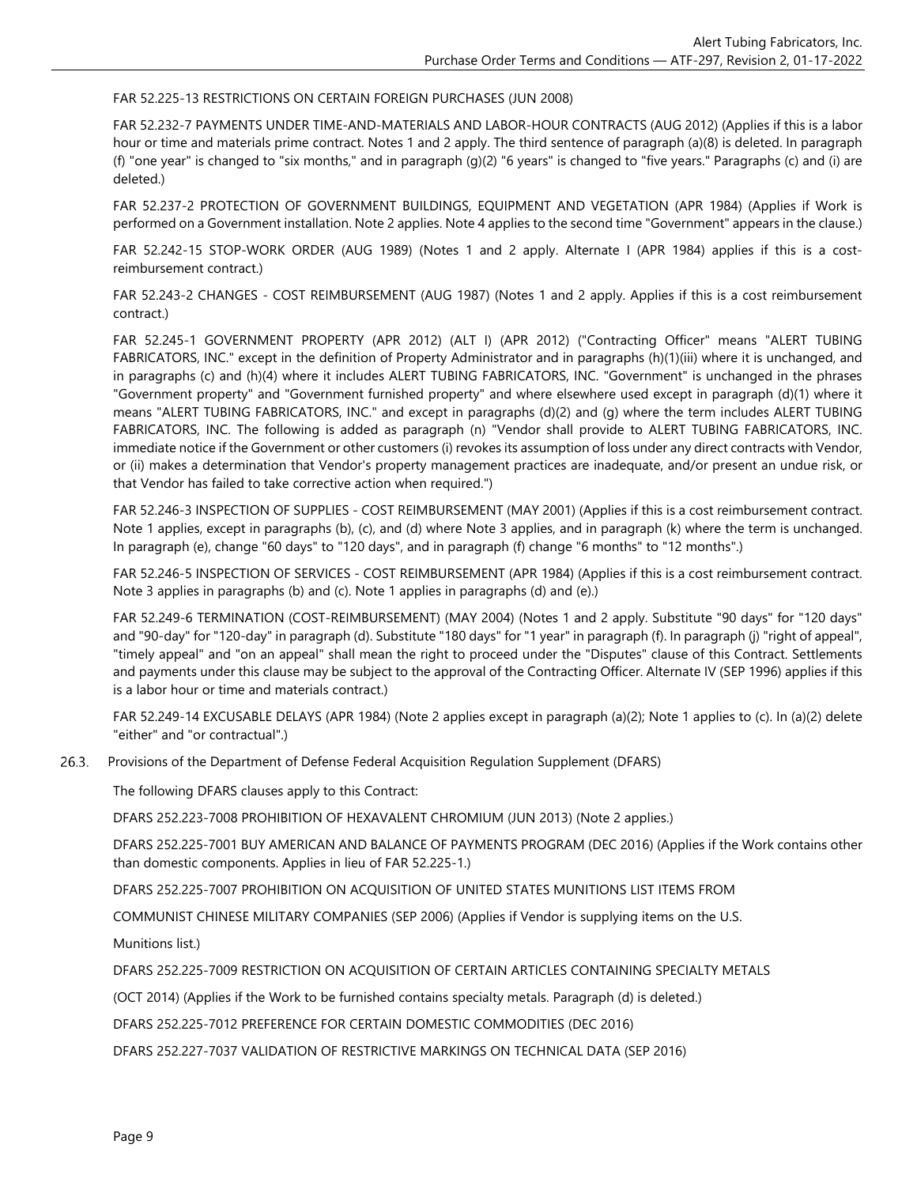FAR 52.225-13 RESTRICTIONS ON CERTAIN FOREIGN PURCHASES (JUN 2008)

FAR 52.232-7 PAYMENTS UNDER TIME-AND-MATERIALS AND LABOR-HOUR CONTRACTS (AUG 2012) (Applies if this is a labor hour or time and materials prime contract. Notes 1 and 2 apply. The third sentence of paragraph (a)(8) is deleted. In paragraph (f) "one year" is changed to "six months," and in paragraph (g)(2) "6 years" is changed to "five years." Paragraphs (c) and (i) are deleted.)

FAR 52.237-2 PROTECTION OF GOVERNMENT BUILDINGS, EQUIPMENT AND VEGETATION (APR 1984) (Applies if Work is performed on a Government installation. Note 2 applies. Note 4 applies to the second time "Government" appears in the clause.)

FAR 52.242-15 STOP-WORK ORDER (AUG 1989) (Notes 1 and 2 apply. Alternate I (APR 1984) applies if this is a cost-reimbursement contract.)

FAR 52.243-2 CHANGES - COST REIMBURSEMENT (AUG 1987) (Notes 1 and 2 apply. Applies if this is a cost reimbursement contract.)

FAR 52.245-1 GOVERNMENT PROPERTY (APR 2012) (ALT I) (APR 2012) ("Contracting Officer" means "ALERT TUBING FABRICATORS, INC." except in the definition of Property Administrator and in paragraphs (h)(1)(iii) where it is unchanged, and in paragraphs (c) and (h)(4) where it includes ALERT TUBING FABRICATORS, INC. "Government" is unchanged in the phrases "Government property" and "Government furnished property" and where elsewhere used except in paragraph (d)(1) where it means "ALERT TUBING FABRICATORS, INC." and except in paragraphs (d)(2) and (g) where the term includes ALERT TUBING FABRICATORS, INC. The following is added as paragraph (n) "Vendor shall provide to ALERT TUBING FABRICATORS, INC. immediate notice if the Government or other customers (i) revokes its assumption of loss under any direct contracts with Vendor, or (ii) makes a determination that Vendor's property management practices are inadequate, and/or present an undue risk, or that Vendor has failed to take corrective action when required.")

FAR 52.246-3 INSPECTION OF SUPPLIES - COST REIMBURSEMENT (MAY 2001) (Applies if this is a cost reimbursement contract. Note 1 applies, except in paragraphs (b), (c), and (d) where Note 3 applies, and in paragraph (k) where the term is unchanged. In paragraph (e), change "60 days" to "120 days", and in paragraph (f) change "6 months" to "12 months".)

FAR 52.246-5 INSPECTION OF SERVICES - COST REIMBURSEMENT (APR 1984) (Applies if this is a cost reimbursement contract. Note 3 applies in paragraphs (b) and (c). Note 1 applies in paragraphs (d) and (e).)

FAR 52.249-6 TERMINATION (COST-REIMBURSEMENT) (MAY 2004) (Notes 1 and 2 apply. Substitute "90 days" for "120 days" and "90-day" for "120-day" in paragraph (d). Substitute "180 days" for "1 year" in paragraph (f). In paragraph (j) "right of appeal", "timely appeal" and "on an appeal" shall mean the right to proceed under the "Disputes" clause of this Contract. Settlements and payments under this clause may be subject to the approval of the Contracting Officer. Alternate IV (SEP 1996) applies if this is a labor hour or time and materials contract.)

FAR 52.249-14 EXCUSABLE DELAYS (APR 1984) (Note 2 applies except in paragraph (a)(2); Note 1 applies to (c). In (a)(2) delete "either" and "or contractual".)

26.3. Provisions of the Department of Defense Federal Acquisition Regulation Supplement (DFARS)

The following DFARS clauses apply to this Contract:

DFARS 252.223-7008 PROHIBITION OF HEXAVALENT CHROMIUM (JUN 2013) (Note 2 applies.)

DFARS 252.225-7001 BUY AMERICAN AND BALANCE OF PAYMENTS PROGRAM (DEC 2016) (Applies if the Work contains other than domestic components. Applies in lieu of FAR 52.225-1.)

DFARS 252.225-7007 PROHIBITION ON ACQUISITION OF UNITED STATES MUNITIONS LIST ITEMS FROM COMMUNIST CHINESE MILITARY COMPANIES (SEP 2006) (Applies if Vendor is supplying items on the U.S. Munitions list.)

DFARS 252.225-7009 RESTRICTION ON ACQUISITION OF CERTAIN ARTICLES CONTAINING SPECIALTY METALS (OCT 2014) (Applies if the Work to be furnished contains specialty metals. Paragraph (d) is deleted.)

DFARS 252.225-7012 PREFERENCE FOR CERTAIN DOMESTIC COMMODITIES (DEC 2016)

DFARS 252.227-7037 VALIDATION OF RESTRICTIVE MARKINGS ON TECHNICAL DATA (SEP 2016)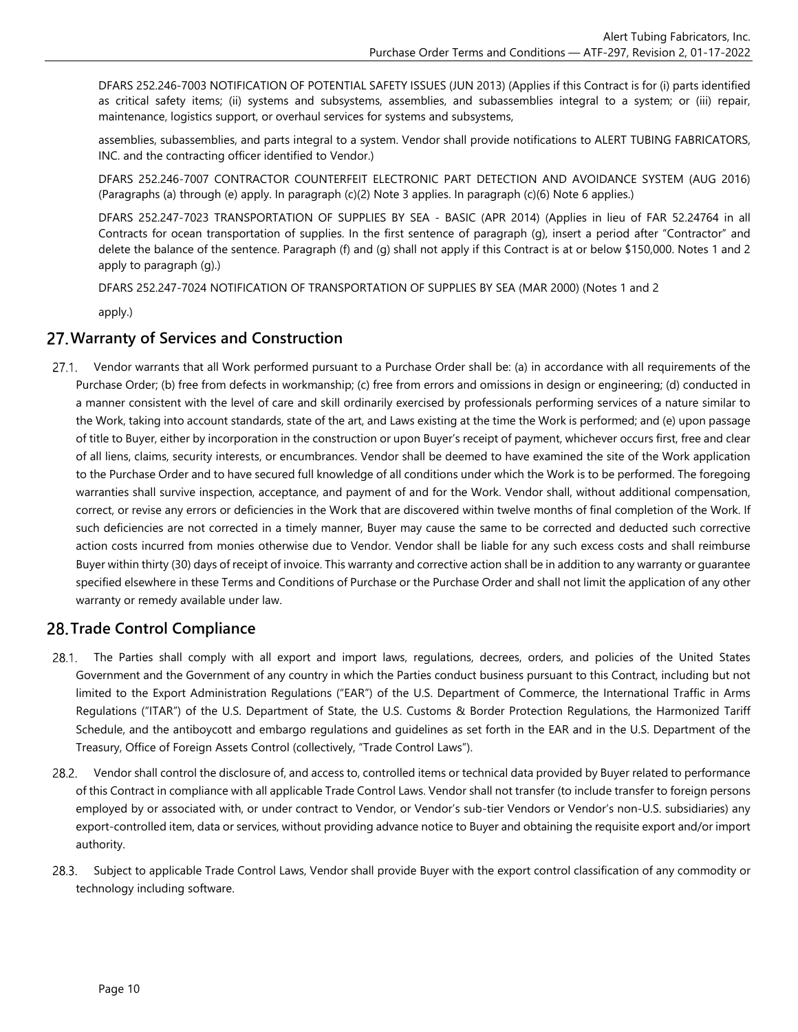DFARS 252.246-7003 NOTIFICATION OF POTENTIAL SAFETY ISSUES (JUN 2013) (Applies if this Contract is for (i) parts identified as critical safety items; (ii) systems and subsystems, assemblies, and subassemblies integral to a system; or (iii) repair, maintenance, logistics support, or overhaul services for systems and subsystems,

assemblies, subassemblies, and parts integral to a system. Vendor shall provide notifications to ALERT TUBING FABRICATORS, INC. and the contracting officer identified to Vendor.)

DFARS 252.246-7007 CONTRACTOR COUNTERFEIT ELECTRONIC PART DETECTION AND AVOIDANCE SYSTEM (AUG 2016) (Paragraphs (a) through (e) apply. In paragraph (c)(2) Note 3 applies. In paragraph (c)(6) Note 6 applies.)

DFARS 252.247-7023 TRANSPORTATION OF SUPPLIES BY SEA - BASIC (APR 2014) (Applies in lieu of FAR 52.24764 in all Contracts for ocean transportation of supplies. In the first sentence of paragraph (g), insert a period after "Contractor" and delete the balance of the sentence. Paragraph (f) and (g) shall not apply if this Contract is at or below $150,000. Notes 1 and 2 apply to paragraph (g).)

DFARS 252.247-7024 NOTIFICATION OF TRANSPORTATION OF SUPPLIES BY SEA (MAR 2000) (Notes 1 and 2

apply.)

## 27. Warranty of Services and Construction

27.1. Vendor warrants that all Work performed pursuant to a Purchase Order shall be: (a) in accordance with all requirements of the Purchase Order; (b) free from defects in workmanship; (c) free from errors and omissions in design or engineering; (d) conducted in a manner consistent with the level of care and skill ordinarily exercised by professionals performing services of a nature similar to the Work, taking into account standards, state of the art, and Laws existing at the time the Work is performed; and (e) upon passage of title to Buyer, either by incorporation in the construction or upon Buyer's receipt of payment, whichever occurs first, free and clear of all liens, claims, security interests, or encumbrances. Vendor shall be deemed to have examined the site of the Work application to the Purchase Order and to have secured full knowledge of all conditions under which the Work is to be performed. The foregoing warranties shall survive inspection, acceptance, and payment of and for the Work. Vendor shall, without additional compensation, correct, or revise any errors or deficiencies in the Work that are discovered within twelve months of final completion of the Work. If such deficiencies are not corrected in a timely manner, Buyer may cause the same to be corrected and deducted such corrective action costs incurred from monies otherwise due to Vendor. Vendor shall be liable for any such excess costs and shall reimburse Buyer within thirty (30) days of receipt of invoice. This warranty and corrective action shall be in addition to any warranty or guarantee specified elsewhere in these Terms and Conditions of Purchase or the Purchase Order and shall not limit the application of any other warranty or remedy available under law.

## 28. Trade Control Compliance

28.1. The Parties shall comply with all export and import laws, regulations, decrees, orders, and policies of the United States Government and the Government of any country in which the Parties conduct business pursuant to this Contract, including but not limited to the Export Administration Regulations ("EAR") of the U.S. Department of Commerce, the International Traffic in Arms Regulations ("ITAR") of the U.S. Department of State, the U.S. Customs & Border Protection Regulations, the Harmonized Tariff Schedule, and the antiboycott and embargo regulations and guidelines as set forth in the EAR and in the U.S. Department of the Treasury, Office of Foreign Assets Control (collectively, "Trade Control Laws").

28.2. Vendor shall control the disclosure of, and access to, controlled items or technical data provided by Buyer related to performance of this Contract in compliance with all applicable Trade Control Laws. Vendor shall not transfer (to include transfer to foreign persons employed by or associated with, or under contract to Vendor, or Vendor's sub-tier Vendors or Vendor's non-U.S. subsidiaries) any export-controlled item, data or services, without providing advance notice to Buyer and obtaining the requisite export and/or import authority.

28.3. Subject to applicable Trade Control Laws, Vendor shall provide Buyer with the export control classification of any commodity or technology including software.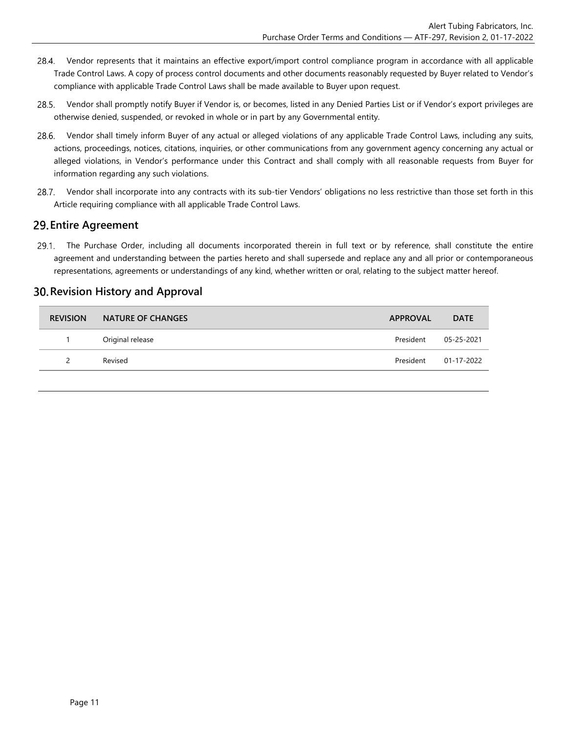28.4. Vendor represents that it maintains an effective export/import control compliance program in accordance with all applicable Trade Control Laws. A copy of process control documents and other documents reasonably requested by Buyer related to Vendor's compliance with applicable Trade Control Laws shall be made available to Buyer upon request.

28.5. Vendor shall promptly notify Buyer if Vendor is, or becomes, listed in any Denied Parties List or if Vendor's export privileges are otherwise denied, suspended, or revoked in whole or in part by any Governmental entity.

28.6. Vendor shall timely inform Buyer of any actual or alleged violations of any applicable Trade Control Laws, including any suits, actions, proceedings, notices, citations, inquiries, or other communications from any government agency concerning any actual or alleged violations, in Vendor's performance under this Contract and shall comply with all reasonable requests from Buyer for information regarding any such violations.

28.7. Vendor shall incorporate into any contracts with its sub-tier Vendors' obligations no less restrictive than those set forth in this Article requiring compliance with all applicable Trade Control Laws.

## 29. Entire Agreement

29.1. The Purchase Order, including all documents incorporated therein in full text or by reference, shall constitute the entire agreement and understanding between the parties hereto and shall supersede and replace any and all prior or contemporaneous representations, agreements or understandings of any kind, whether written or oral, relating to the subject matter hereof.

## 30. Revision History and Approval

| REVISION | NATURE OF CHANGES | APPROVAL | DATE |
|---|---|---|---|
| 1 | Original release | President | 05-25-2021 |
| 2 | Revised | President | 01-17-2022 |